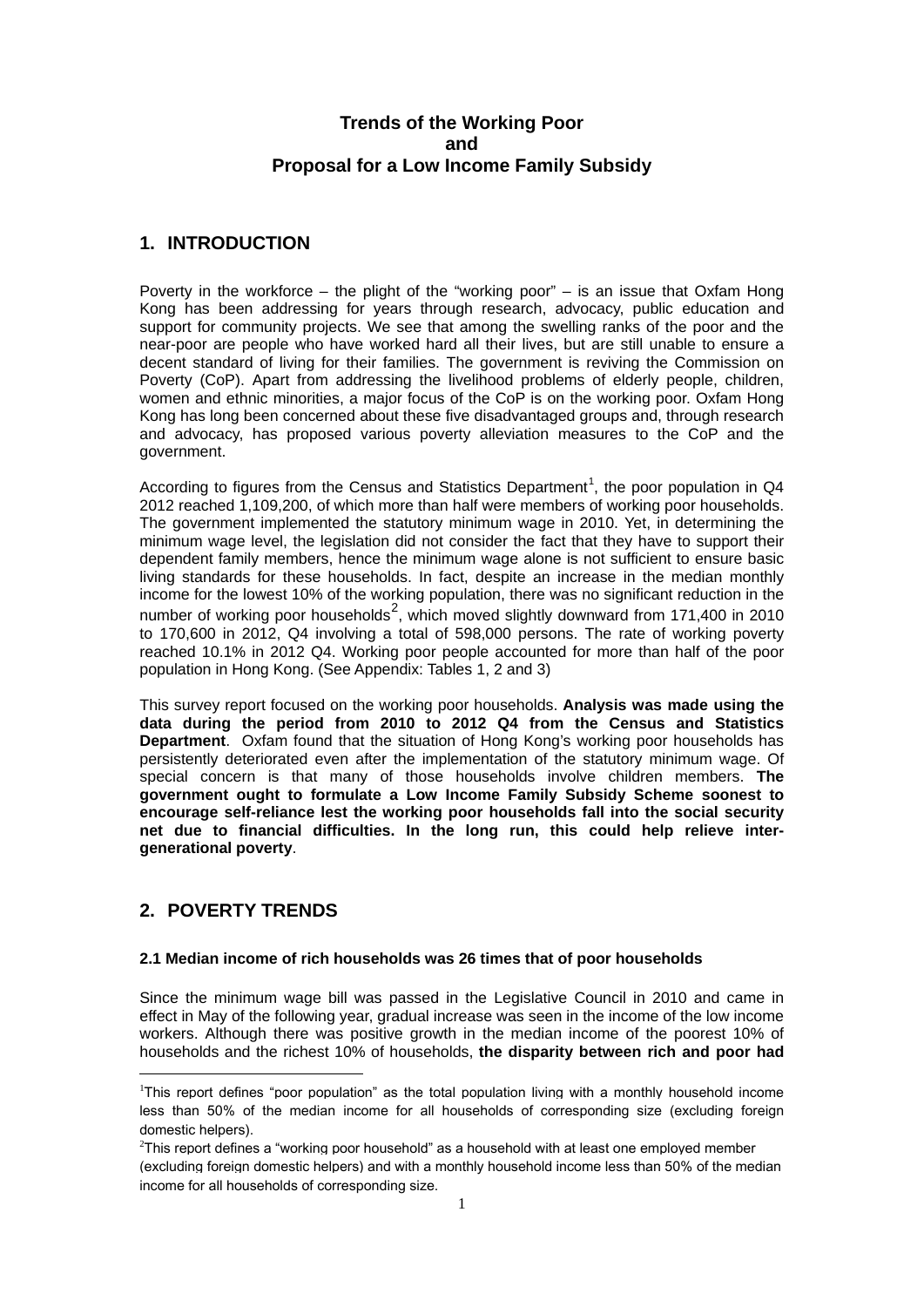# Trends of the Working Poor and Proposal for a Low Income Family Subsidy

## 1. INTRODUCTION

Poverty in the workforce – the plight of the "working poor" – is an issue that Oxfam Hong Kong has been addressing for years through research, advocacy, public education and support for community projects. We see that among the swelling ranks of the poor and the near-poor are people who have worked hard all their lives, but are still unable to ensure a decent standard of living for their families. The government is reviving the Commission on Poverty (CoP). Apart from addressing the livelihood problems of elderly people, children, women and ethnic minorities, a major focus of the CoP is on the working poor. Oxfam Hong Kong has long been concerned about these five disadvantaged groups and, through research and advocacy, has proposed various poverty alleviation measures to the CoP and the government.

According to figures from the Census and Statistics Department[1], the poor population in Q4 2012 reached 1,109,200, of which more than half were members of working poor households. The government implemented the statutory minimum wage in 2010. Yet, in determining the minimum wage level, the legislation did not consider the fact that they have to support their dependent family members, hence the minimum wage alone is not sufficient to ensure basic living standards for these households. In fact, despite an increase in the median monthly income for the lowest 10% of the working population, there was no significant reduction in the number of working poor households[2], which moved slightly downward from 171,400 in 2010 to 170,600 in 2012, Q4 involving a total of 598,000 persons. The rate of working poverty reached 10.1% in 2012 Q4. Working poor people accounted for more than half of the poor population in Hong Kong. (See Appendix: Tables 1, 2 and 3)

This survey report focused on the working poor households. **Analysis was made using the data during the period from 2010 to 2012 Q4 from the Census and Statistics Department**. Oxfam found that the situation of Hong Kong's working poor households has persistently deteriorated even after the implementation of the statutory minimum wage. Of special concern is that many of those households involve children members. **The government ought to formulate a Low Income Family Subsidy Scheme soonest to encourage self-reliance lest the working poor households fall into the social security net due to financial difficulties. In the long run, this could help relieve inter-generational poverty**.

## 2. POVERTY TRENDS

### 2.1 Median income of rich households was 26 times that of poor households

Since the minimum wage bill was passed in the Legislative Council in 2010 and came in effect in May of the following year, gradual increase was seen in the income of the low income workers. Although there was positive growth in the median income of the poorest 10% of households and the richest 10% of households, **the disparity between rich and poor had**

---

[1] This report defines "poor population" as the total population living with a monthly household income less than 50% of the median income for all households of corresponding size (excluding foreign domestic helpers).

[2] This report defines a "working poor household" as a household with at least one employed member (excluding foreign domestic helpers) and with a monthly household income less than 50% of the median income for all households of corresponding size.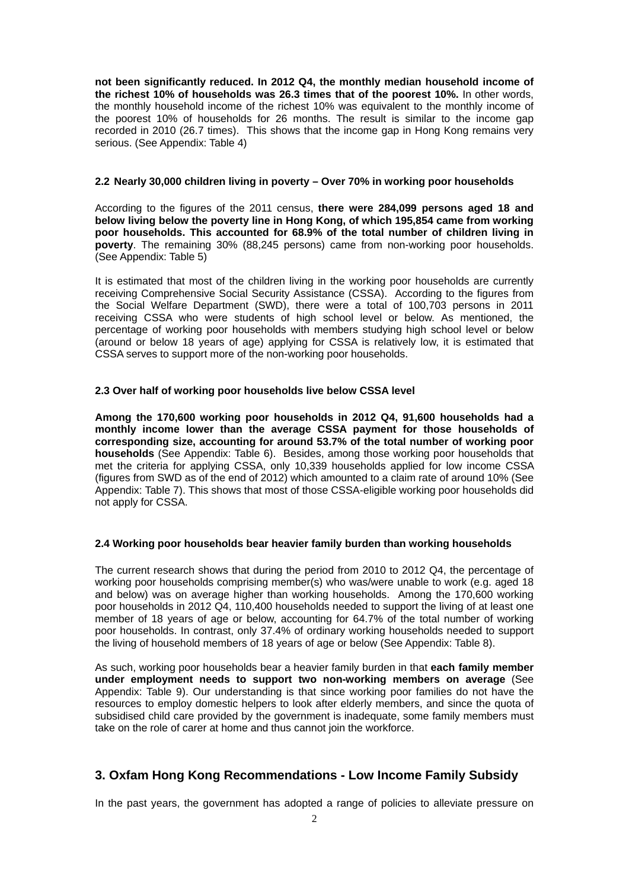**not been significantly reduced. In 2012 Q4, the monthly median household income of the richest 10% of households was 26.3 times that of the poorest 10%.** In other words, the monthly household income of the richest 10% was equivalent to the monthly income of the poorest 10% of households for 26 months. The result is similar to the income gap recorded in 2010 (26.7 times). This shows that the income gap in Hong Kong remains very serious. (See Appendix: Table 4)

### 2.2 Nearly 30,000 children living in poverty – Over 70% in working poor households

According to the figures of the 2011 census, **there were 284,099 persons aged 18 and below living below the poverty line in Hong Kong, of which 195,854 came from working poor households. This accounted for 68.9% of the total number of children living in poverty**. The remaining 30% (88,245 persons) came from non-working poor households. (See Appendix: Table 5)

It is estimated that most of the children living in the working poor households are currently receiving Comprehensive Social Security Assistance (CSSA). According to the figures from the Social Welfare Department (SWD), there were a total of 100,703 persons in 2011 receiving CSSA who were students of high school level or below. As mentioned, the percentage of working poor households with members studying high school level or below (around or below 18 years of age) applying for CSSA is relatively low, it is estimated that CSSA serves to support more of the non-working poor households.

### 2.3 Over half of working poor households live below CSSA level

**Among the 170,600 working poor households in 2012 Q4, 91,600 households had a monthly income lower than the average CSSA payment for those households of corresponding size, accounting for around 53.7% of the total number of working poor households** (See Appendix: Table 6). Besides, among those working poor households that met the criteria for applying CSSA, only 10,339 households applied for low income CSSA (figures from SWD as of the end of 2012) which amounted to a claim rate of around 10% (See Appendix: Table 7). This shows that most of those CSSA-eligible working poor households did not apply for CSSA.

### 2.4 Working poor households bear heavier family burden than working households

The current research shows that during the period from 2010 to 2012 Q4, the percentage of working poor households comprising member(s) who was/were unable to work (e.g. aged 18 and below) was on average higher than working households. Among the 170,600 working poor households in 2012 Q4, 110,400 households needed to support the living of at least one member of 18 years of age or below, accounting for 64.7% of the total number of working poor households. In contrast, only 37.4% of ordinary working households needed to support the living of household members of 18 years of age or below (See Appendix: Table 8).

As such, working poor households bear a heavier family burden in that **each family member under employment needs to support two non-working members on average** (See Appendix: Table 9). Our understanding is that since working poor families do not have the resources to employ domestic helpers to look after elderly members, and since the quota of subsidised child care provided by the government is inadequate, some family members must take on the role of carer at home and thus cannot join the workforce.

## 3. Oxfam Hong Kong Recommendations - Low Income Family Subsidy

In the past years, the government has adopted a range of policies to alleviate pressure on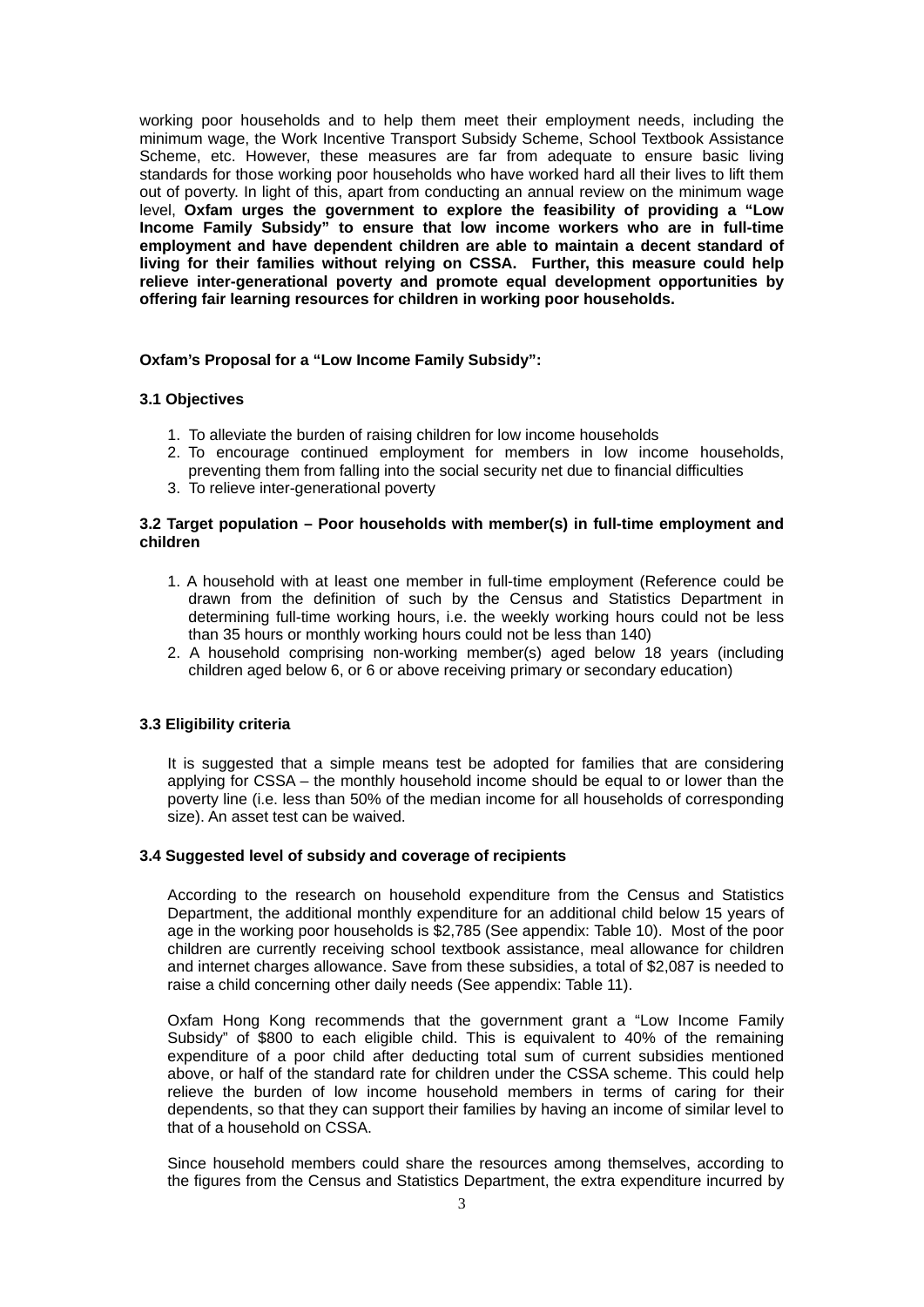working poor households and to help them meet their employment needs, including the minimum wage, the Work Incentive Transport Subsidy Scheme, School Textbook Assistance Scheme, etc. However, these measures are far from adequate to ensure basic living standards for those working poor households who have worked hard all their lives to lift them out of poverty. In light of this, apart from conducting an annual review on the minimum wage level, **Oxfam urges the government to explore the feasibility of providing a "Low Income Family Subsidy" to ensure that low income workers who are in full-time employment and have dependent children are able to maintain a decent standard of living for their families without relying on CSSA. Further, this measure could help relieve inter-generational poverty and promote equal development opportunities by offering fair learning resources for children in working poor households.**

**Oxfam's Proposal for a "Low Income Family Subsidy":**

**3.1 Objectives**

1. To alleviate the burden of raising children for low income households
2. To encourage continued employment for members in low income households, preventing them from falling into the social security net due to financial difficulties
3. To relieve inter-generational poverty

**3.2 Target population – Poor households with member(s) in full-time employment and children**

1. A household with at least one member in full-time employment (Reference could be drawn from the definition of such by the Census and Statistics Department in determining full-time working hours, i.e. the weekly working hours could not be less than 35 hours or monthly working hours could not be less than 140)
2. A household comprising non-working member(s) aged below 18 years (including children aged below 6, or 6 or above receiving primary or secondary education)

**3.3 Eligibility criteria**

It is suggested that a simple means test be adopted for families that are considering applying for CSSA – the monthly household income should be equal to or lower than the poverty line (i.e. less than 50% of the median income for all households of corresponding size). An asset test can be waived.

**3.4 Suggested level of subsidy and coverage of recipients**

According to the research on household expenditure from the Census and Statistics Department, the additional monthly expenditure for an additional child below 15 years of age in the working poor households is $2,785 (See appendix: Table 10). Most of the poor children are currently receiving school textbook assistance, meal allowance for children and internet charges allowance. Save from these subsidies, a total of $2,087 is needed to raise a child concerning other daily needs (See appendix: Table 11).

Oxfam Hong Kong recommends that the government grant a "Low Income Family Subsidy" of $800 to each eligible child. This is equivalent to 40% of the remaining expenditure of a poor child after deducting total sum of current subsidies mentioned above, or half of the standard rate for children under the CSSA scheme. This could help relieve the burden of low income household members in terms of caring for their dependents, so that they can support their families by having an income of similar level to that of a household on CSSA.

Since household members could share the resources among themselves, according to the figures from the Census and Statistics Department, the extra expenditure incurred by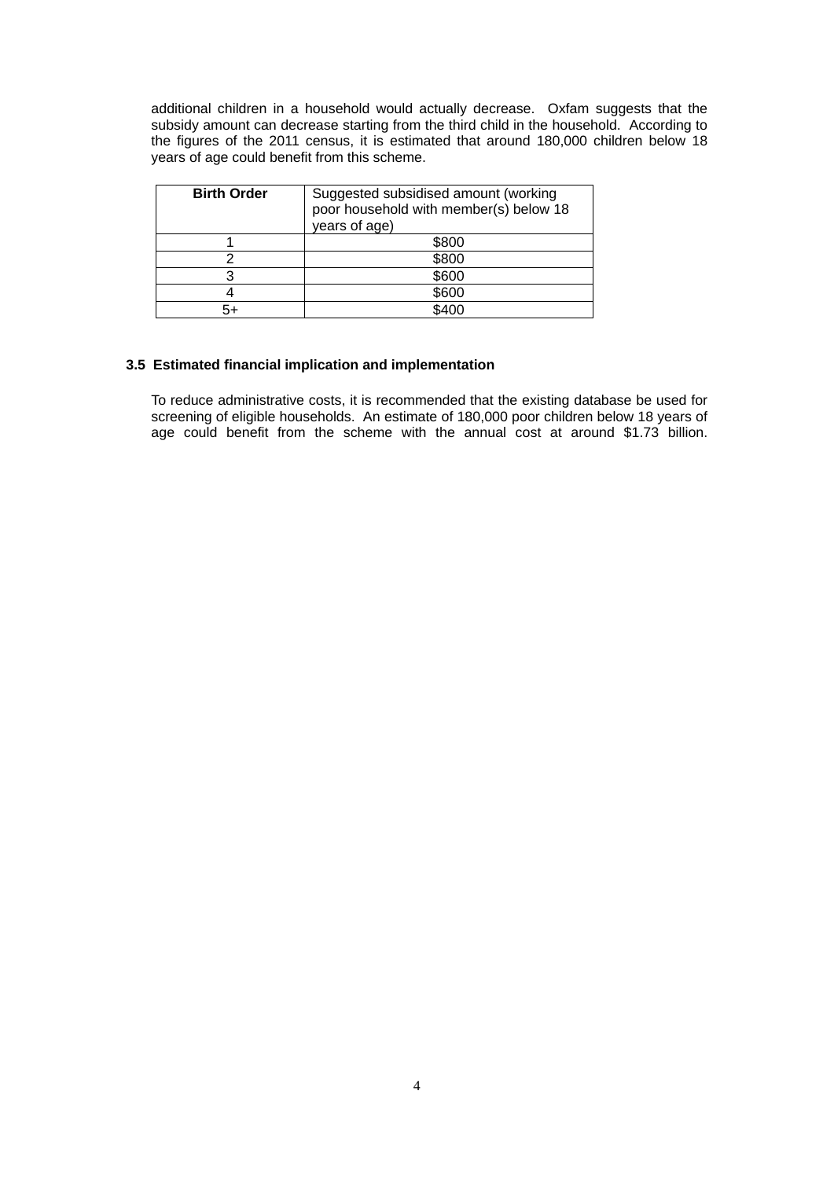additional children in a household would actually decrease. Oxfam suggests that the subsidy amount can decrease starting from the third child in the household. According to the figures of the 2011 census, it is estimated that around 180,000 children below 18 years of age could benefit from this scheme.

| **Birth Order** | Suggested subsidised amount (working poor household with member(s) below 18 years of age) |
|---|---|
| 1 | $800 |
| 2 | $800 |
| 3 | $600 |
| 4 | $600 |
| 5+ | $400 |

### 3.5 Estimated financial implication and implementation

To reduce administrative costs, it is recommended that the existing database be used for screening of eligible households. An estimate of 180,000 poor children below 18 years of age could benefit from the scheme with the annual cost at around $1.73 billion.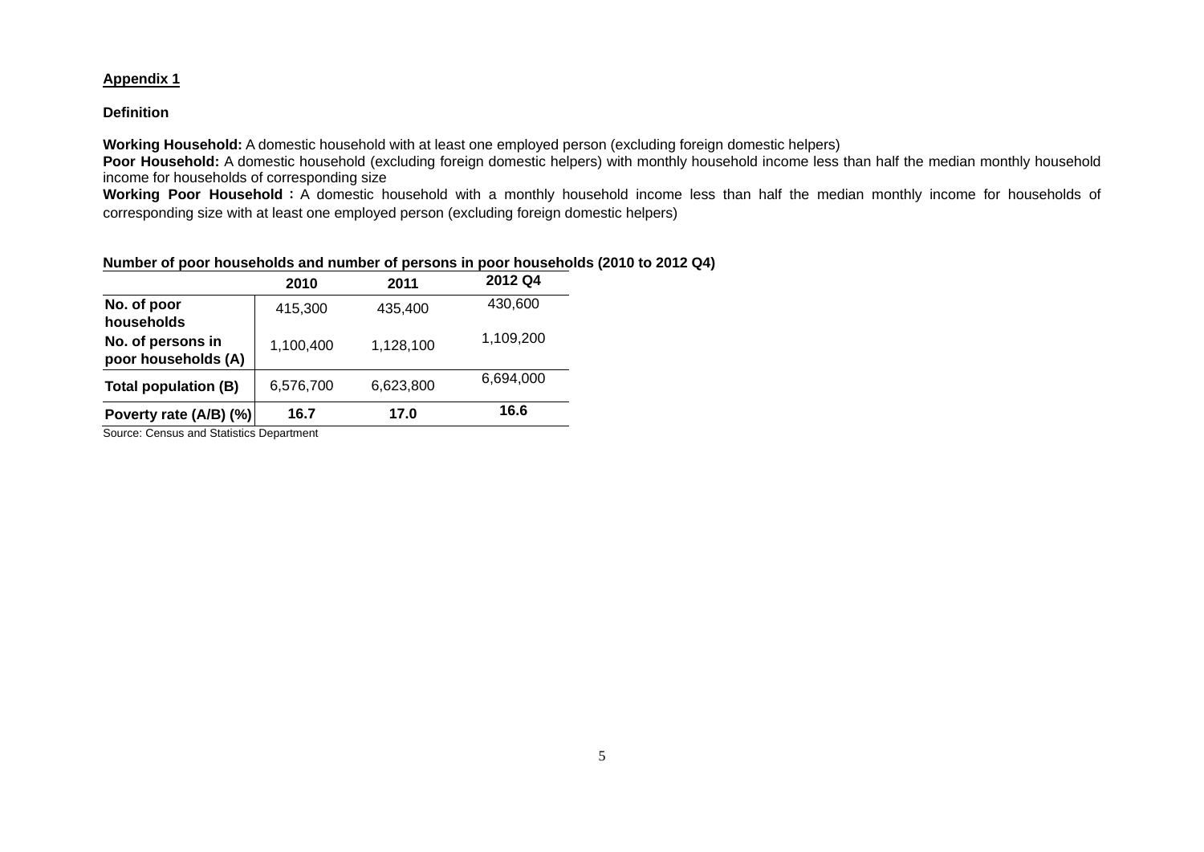**Appendix 1**

**Definition**

**Working Household:** A domestic household with at least one employed person (excluding foreign domestic helpers)
**Poor Household:** A domestic household (excluding foreign domestic helpers) with monthly household income less than half the median monthly household income for households of corresponding size
**Working Poor Household :** A domestic household with a monthly household income less than half the median monthly income for households of corresponding size with at least one employed person (excluding foreign domestic helpers)

**Number of poor households and number of persons in poor households (2010 to 2012 Q4)**

| | 2010 | 2011 | 2012 Q4 |
|---|---|---|---|
| **No. of poor households** | 415,300 | 435,400 | 430,600 |
| **No. of persons in poor households (A)** | 1,100,400 | 1,128,100 | 1,109,200 |
| **Total population (B)** | 6,576,700 | 6,623,800 | 6,694,000 |
| **Poverty rate (A/B) (%)** | **16.7** | **17.0** | **16.6** |

Source: Census and Statistics Department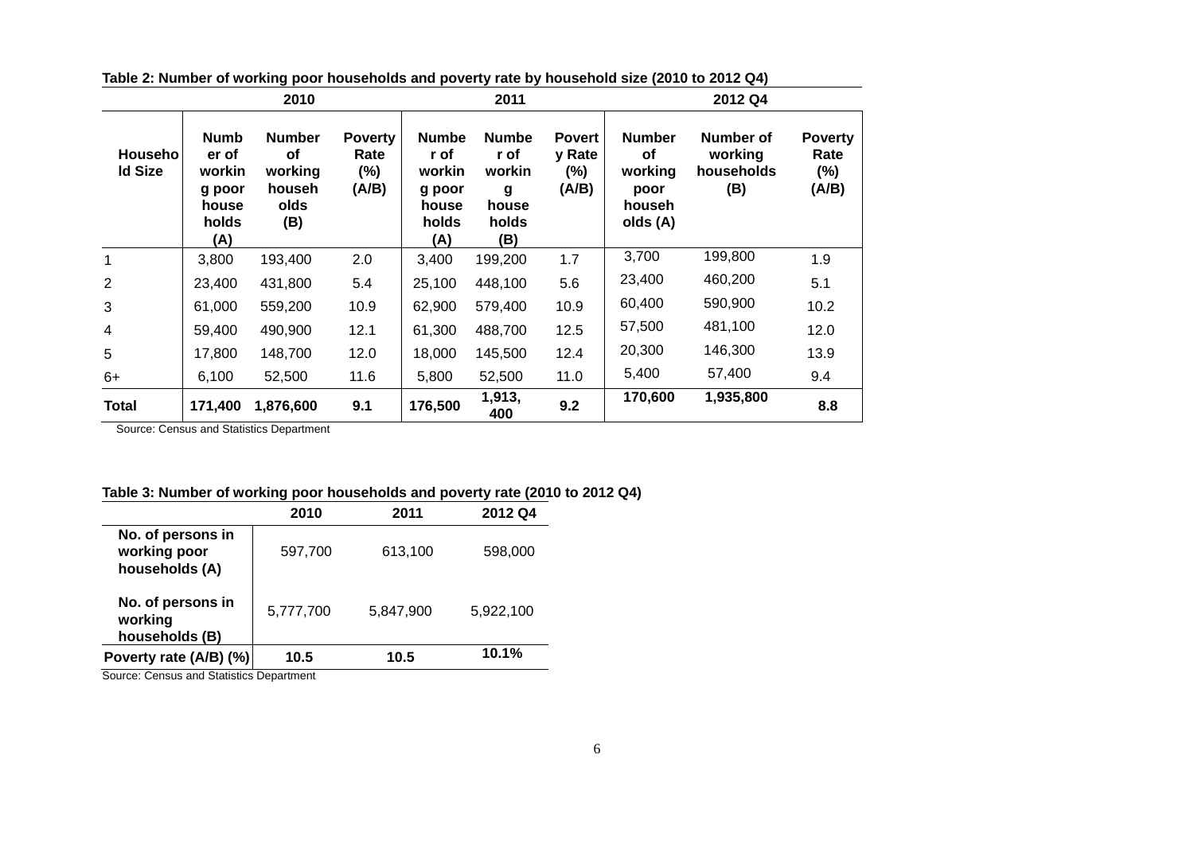**Table 2: Number of working poor households and poverty rate by household size (2010 to 2012 Q4)**

| | 2010 | | | 2011 | | | 2012 Q4 | | |
|---|---|---|---|---|---|---|---|---|---|
| **Household Size** | **Number of working poor households (A)** | **Number of working households (B)** | **Poverty Rate (%) (A/B)** | **Number of working poor households (A)** | **Number of working households (B)** | **Poverty Rate (%) (A/B)** | **Number of working poor households (A)** | **Number of working households (B)** | **Poverty Rate (%) (A/B)** |
| 1 | 3,800 | 193,400 | 2.0 | 3,400 | 199,200 | 1.7 | 3,700 | 199,800 | 1.9 |
| 2 | 23,400 | 431,800 | 5.4 | 25,100 | 448,100 | 5.6 | 23,400 | 460,200 | 5.1 |
| 3 | 61,000 | 559,200 | 10.9 | 62,900 | 579,400 | 10.9 | 60,400 | 590,900 | 10.2 |
| 4 | 59,400 | 490,900 | 12.1 | 61,300 | 488,700 | 12.5 | 57,500 | 481,100 | 12.0 |
| 5 | 17,800 | 148,700 | 12.0 | 18,000 | 145,500 | 12.4 | 20,300 | 146,300 | 13.9 |
| 6+ | 6,100 | 52,500 | 11.6 | 5,800 | 52,500 | 11.0 | 5,400 | 57,400 | 9.4 |
| **Total** | **171,400** | **1,876,600** | **9.1** | **176,500** | **1,913,400** | **9.2** | **170,600** | **1,935,800** | **8.8** |

Source: Census and Statistics Department

**Table 3: Number of working poor households and poverty rate (2010 to 2012 Q4)**

| | 2010 | 2011 | 2012 Q4 |
|---|---|---|---|
| **No. of persons in working poor households (A)** | 597,700 | 613,100 | 598,000 |
| **No. of persons in working households (B)** | 5,777,700 | 5,847,900 | 5,922,100 |
| **Poverty rate (A/B) (%)** | **10.5** | **10.5** | **10.1%** |

Source: Census and Statistics Department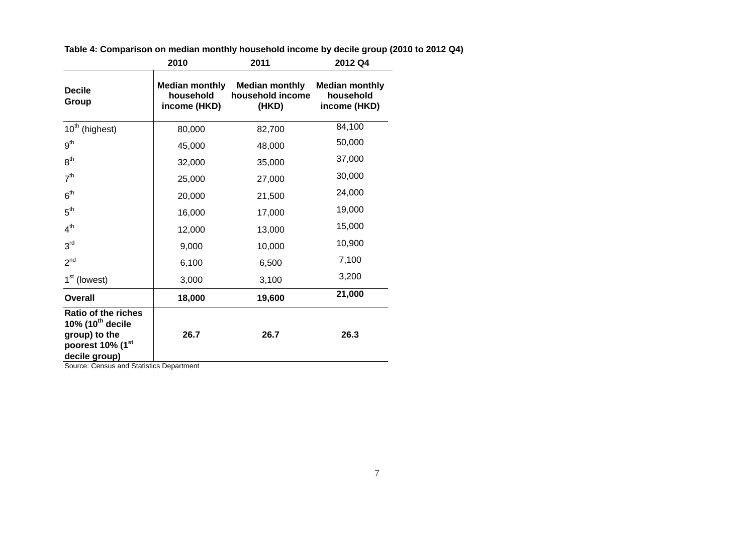**Table 4: Comparison on median monthly household income by decile group (2010 to 2012 Q4)**

| | 2010 | 2011 | 2012 Q4 |
|---|---|---|---|
| **Decile Group** | **Median monthly household income (HKD)** | **Median monthly household income (HKD)** | **Median monthly household income (HKD)** |
| $10^{th}$ (highest) | 80,000 | 82,700 | 84,100 |
| $9^{th}$ | 45,000 | 48,000 | 50,000 |
| $8^{th}$ | 32,000 | 35,000 | 37,000 |
| $7^{th}$ | 25,000 | 27,000 | 30,000 |
| $6^{th}$ | 20,000 | 21,500 | 24,000 |
| $5^{th}$ | 16,000 | 17,000 | 19,000 |
| $4^{th}$ | 12,000 | 13,000 | 15,000 |
| $3^{rd}$ | 9,000 | 10,000 | 10,900 |
| $2^{nd}$ | 6,100 | 6,500 | 7,100 |
| $1^{st}$ (lowest) | 3,000 | 3,100 | 3,200 |
| **Overall** | **18,000** | **19,600** | **21,000** |
| **Ratio of the riches 10% ($10^{th}$ decile group) to the poorest 10% ($1^{st}$ decile group)** | **26.7** | **26.7** | **26.3** |

Source: Census and Statistics Department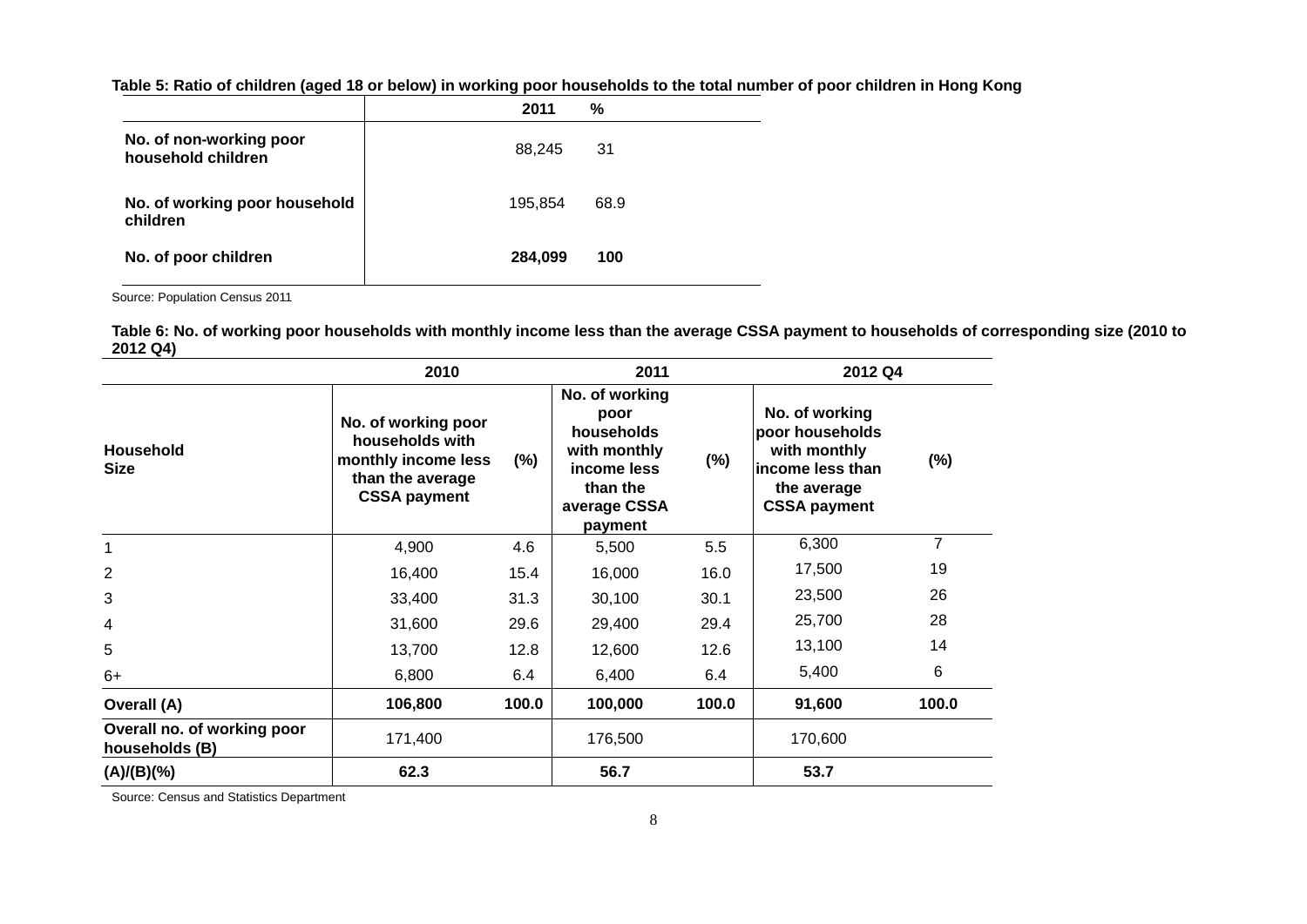**Table 5: Ratio of children (aged 18 or below) in working poor households to the total number of poor children in Hong Kong**

| | 2011 | % |
|---|---|---|
| **No. of non-working poor household children** | 88,245 | 31 |
| **No. of working poor household children** | 195,854 | 68.9 |
| **No. of poor children** | **284,099** | **100** |

Source: Population Census 2011

**Table 6: No. of working poor households with monthly income less than the average CSSA payment to households of corresponding size (2010 to 2012 Q4)**

| | 2010 | | 2011 | | 2012 Q4 | |
|---|---|---|---|---|---|---|
| **Household Size** | **No. of working poor households with monthly income less than the average CSSA payment** | **(%)** | **No. of working poor households with monthly income less than the average CSSA payment** | **(%)** | **No. of working poor households with monthly income less than the average CSSA payment** | **(%)** |
| 1 | 4,900 | 4.6 | 5,500 | 5.5 | 6,300 | 7 |
| 2 | 16,400 | 15.4 | 16,000 | 16.0 | 17,500 | 19 |
| 3 | 33,400 | 31.3 | 30,100 | 30.1 | 23,500 | 26 |
| 4 | 31,600 | 29.6 | 29,400 | 29.4 | 25,700 | 28 |
| 5 | 13,700 | 12.8 | 12,600 | 12.6 | 13,100 | 14 |
| 6+ | 6,800 | 6.4 | 6,400 | 6.4 | 5,400 | 6 |
| **Overall (A)** | **106,800** | **100.0** | **100,000** | **100.0** | **91,600** | **100.0** |
| **Overall no. of working poor households (B)** | 171,400 | | 176,500 | | 170,600 | |
| **(A)/(B)(%)** | **62.3** | | **56.7** | | **53.7** | |

Source: Census and Statistics Department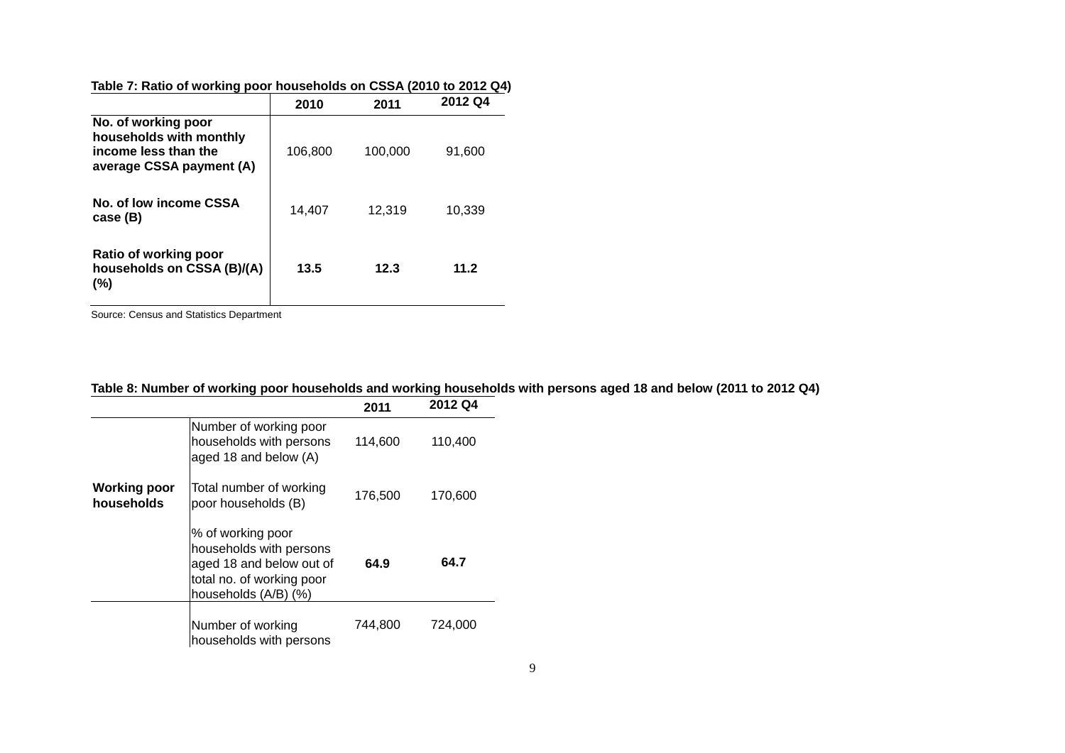**Table 7: Ratio of working poor households on CSSA (2010 to 2012 Q4)**

| | 2010 | 2011 | 2012 Q4 |
|---|---|---|---|
| **No. of working poor households with monthly income less than the average CSSA payment (A)** | 106,800 | 100,000 | 91,600 |
| **No. of low income CSSA case (B)** | 14,407 | 12,319 | 10,339 |
| **Ratio of working poor households on CSSA (B)/(A) (%)** | **13.5** | **12.3** | **11.2** |

Source: Census and Statistics Department

**Table 8: Number of working poor households and working households with persons aged 18 and below (2011 to 2012 Q4)**

| | | 2011 | 2012 Q4 |
|---|---|---|---|
| **Working poor households** | Number of working poor households with persons aged 18 and below (A) | 114,600 | 110,400 |
| | Total number of working poor households (B) | 176,500 | 170,600 |
| | % of working poor households with persons aged 18 and below out of total no. of working poor households (A/B) (%) | **64.9** | **64.7** |
| | Number of working households with persons | 744,800 | 724,000 |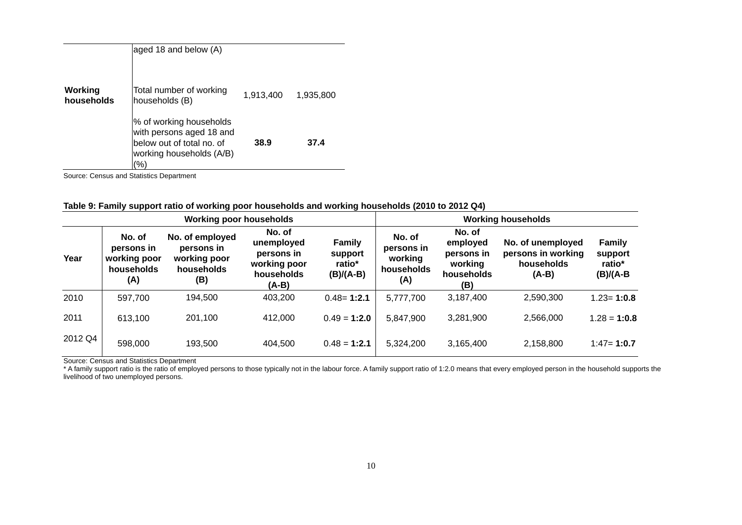| | aged 18 and below (A) | | |
|---|---|---|---|
| **Working households** | Total number of working households (B) | 1,913,400 | 1,935,800 |
| | % of working households with persons aged 18 and below out of total no. of working households (A/B) (%) | **38.9** | **37.4** |

Source: Census and Statistics Department

**Table 9: Family support ratio of working poor households and working households (2010 to 2012 Q4)**

| | **Working poor households** | | | | **Working households** | | | |
|---|---|---|---|---|---|---|---|---|
| **Year** | **No. of persons in working poor households (A)** | **No. of employed persons in working poor households (B)** | **No. of unemployed persons in working poor households (A-B)** | **Family support ratio* (B)/(A-B)** | **No. of persons in working households (A)** | **No. of employed persons in working households (B)** | **No. of unemployed persons in working households (A-B)** | **Family support ratio* (B)/(A-B** |
| 2010 | 597,700 | 194,500 | 403,200 | 0.48= **1:2.1** | 5,777,700 | 3,187,400 | 2,590,300 | 1.23= **1:0.8** |
| 2011 | 613,100 | 201,100 | 412,000 | 0.49 = **1:2.0** | 5,847,900 | 3,281,900 | 2,566,000 | 1.28 = **1:0.8** |
| 2012 Q4 | 598,000 | 193,500 | 404,500 | 0.48 = **1:2.1** | 5,324,200 | 3,165,400 | 2,158,800 | 1:47= **1:0.7** |

Source: Census and Statistics Department

\* A family support ratio is the ratio of employed persons to those typically not in the labour force. A family support ratio of 1:2.0 means that every employed person in the household supports the livelihood of two unemployed persons.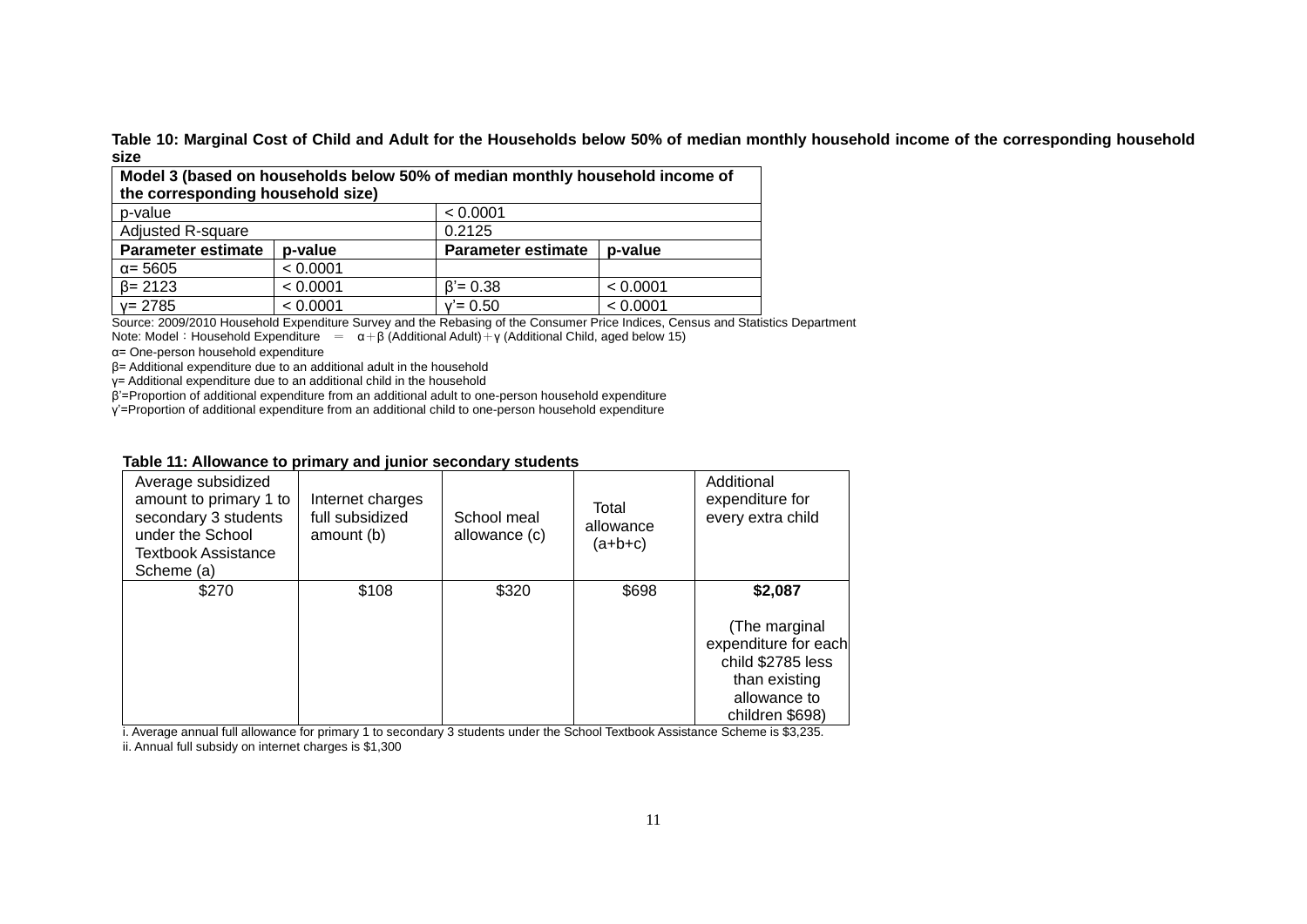**Table 10: Marginal Cost of Child and Adult for the Households below 50% of median monthly household income of the corresponding household size**

| Model 3 (based on households below 50% of median monthly household income of the corresponding household size) | | | |
|---|---|---|---|
| p-value | | < 0.0001 | |
| Adjusted R-square | | 0.2125 | |
| **Parameter estimate** | **p-value** | **Parameter estimate** | **p-value** |
| α= 5605 | < 0.0001 | | |
| β= 2123 | < 0.0001 | β'= 0.38 | < 0.0001 |
| γ= 2785 | < 0.0001 | γ'= 0.50 | < 0.0001 |

Source: 2009/2010 Household Expenditure Survey and the Rebasing of the Consumer Price Indices, Census and Statistics Department

Note: Model：Household Expenditure ＝ α＋β (Additional Adult)＋γ (Additional Child, aged below 15)

α= One-person household expenditure

β= Additional expenditure due to an additional adult in the household

γ= Additional expenditure due to an additional child in the household

β'=Proportion of additional expenditure from an additional adult to one-person household expenditure

γ'=Proportion of additional expenditure from an additional child to one-person household expenditure

**Table 11: Allowance to primary and junior secondary students**

| Average subsidized amount to primary 1 to secondary 3 students under the School Textbook Assistance Scheme (a) | Internet charges full subsidized amount (b) | School meal allowance (c) | Total allowance (a+b+c) | Additional expenditure for every extra child |
|---|---|---|---|---|
| \$270 | \$108 | \$320 | \$698 | **\$2,087**<br><br>(The marginal expenditure for each child \$2785 less than existing allowance to children \$698) |

i. Average annual full allowance for primary 1 to secondary 3 students under the School Textbook Assistance Scheme is \$3,235.

ii. Annual full subsidy on internet charges is \$1,300